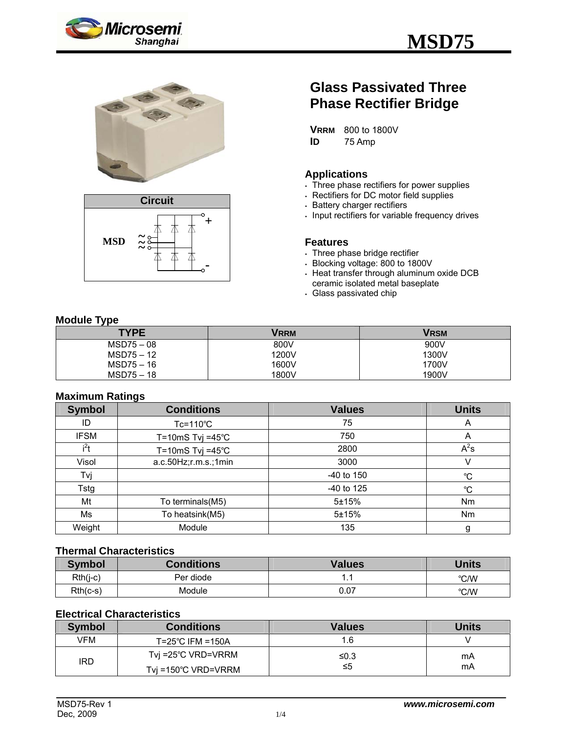# MSD75

## Glass Passivated Three Phase Rectifier Bridge

**$V_{RRM}$** 800 to 1800V
**$I_D$** 75 Amp

### Circuit

MSD

### Applications

- Three phase rectifiers for power supplies
- Rectifiers for DC motor field supplies
- Battery charger rectifiers
- Input rectifiers for variable frequency drives

### Features

- Three phase bridge rectifier
- Blocking voltage: 800 to 1800V
- Heat transfer through aluminum oxide DCB ceramic isolated metal baseplate
- Glass passivated chip

### Module Type

| TYPE | $V_{RRM}$ | $V_{RSM}$ |
|---|---|---|
| MSD75 – 08 | 800V | 900V |
| MSD75 – 12 | 1200V | 1300V |
| MSD75 – 16 | 1600V | 1700V |
| MSD75 – 18 | 1800V | 1900V |

### Maximum Ratings

| Symbol | Conditions | Values | Units |
|---|---|---|---|
| ID | Tc=110℃ | 75 | A |
| IFSM | T=10mS Tvj =45℃ | 750 | A |
| $i^2t$ | T=10mS Tvj =45℃ | 2800 | $A^2s$ |
| Visol | a.c.50Hz;r.m.s.;1min | 3000 | V |
| Tvj | | -40 to 150 | ℃ |
| Tstg | | -40 to 125 | ℃ |
| Mt | To terminals(M5) | 5±15% | Nm |
| Ms | To heatsink(M5) | 5±15% | Nm |
| Weight | Module | 135 | g |

### Thermal Characteristics

| Symbol | Conditions | Values | Units |
|---|---|---|---|
| Rth(j-c) | Per diode | 1.1 | ℃/W |
| Rth(c-s) | Module | 0.07 | ℃/W |

### Electrical Characteristics

| Symbol | Conditions | Values | Units |
|---|---|---|---|
| VFM | T=25℃ IFM =150A | 1.6 | V |
| IRD | Tvj =25℃ VRD=VRRM | ≤0.3 | mA |
| | Tvj =150℃ VRD=VRRM | ≤5 | mA |

MSD75-Rev 1
Dec, 2009

*www.microsemi.com*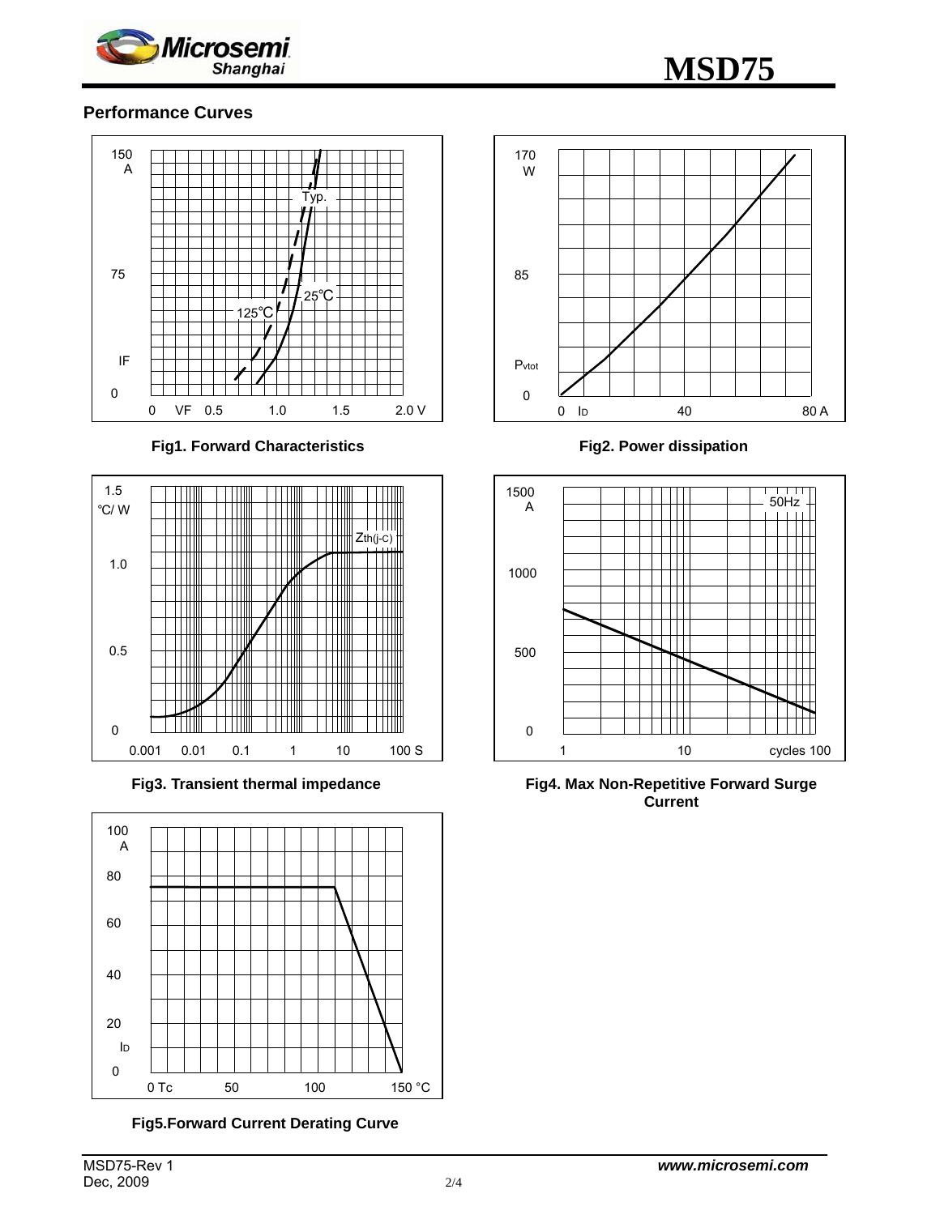## Performance Curves

Fig1. Forward Characteristics

Fig2. Power dissipation

Fig3. Transient thermal impedance

Fig4. Max Non-Repetitive Forward Surge Current

Fig5.Forward Current Derating Curve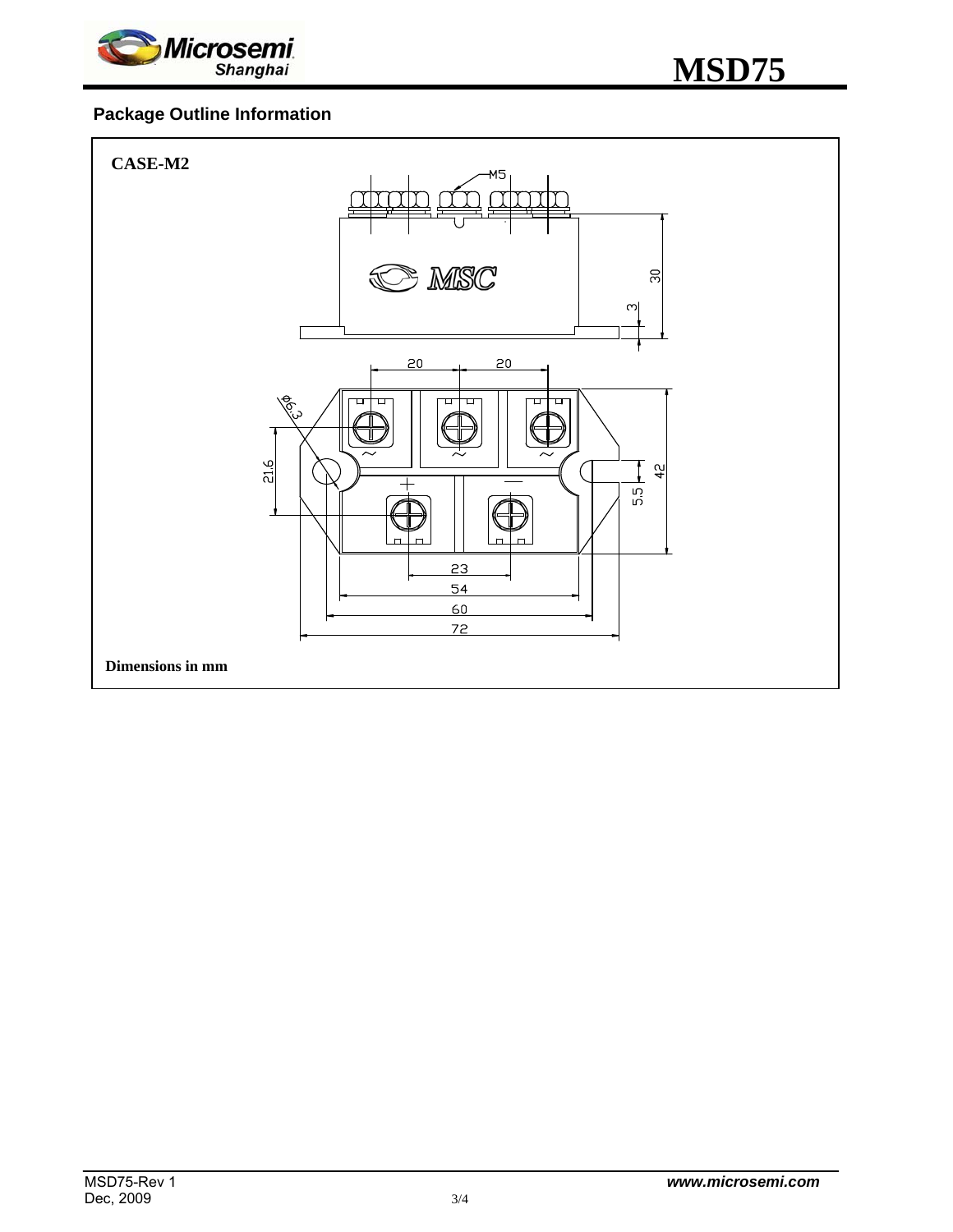## Package Outline Information

**CASE-M2**

M5

MSC

30

3

20

20

Φ6.3

21.6

~

~

~

+

—

5.5

42

23

54

60

72

**Dimensions in mm**